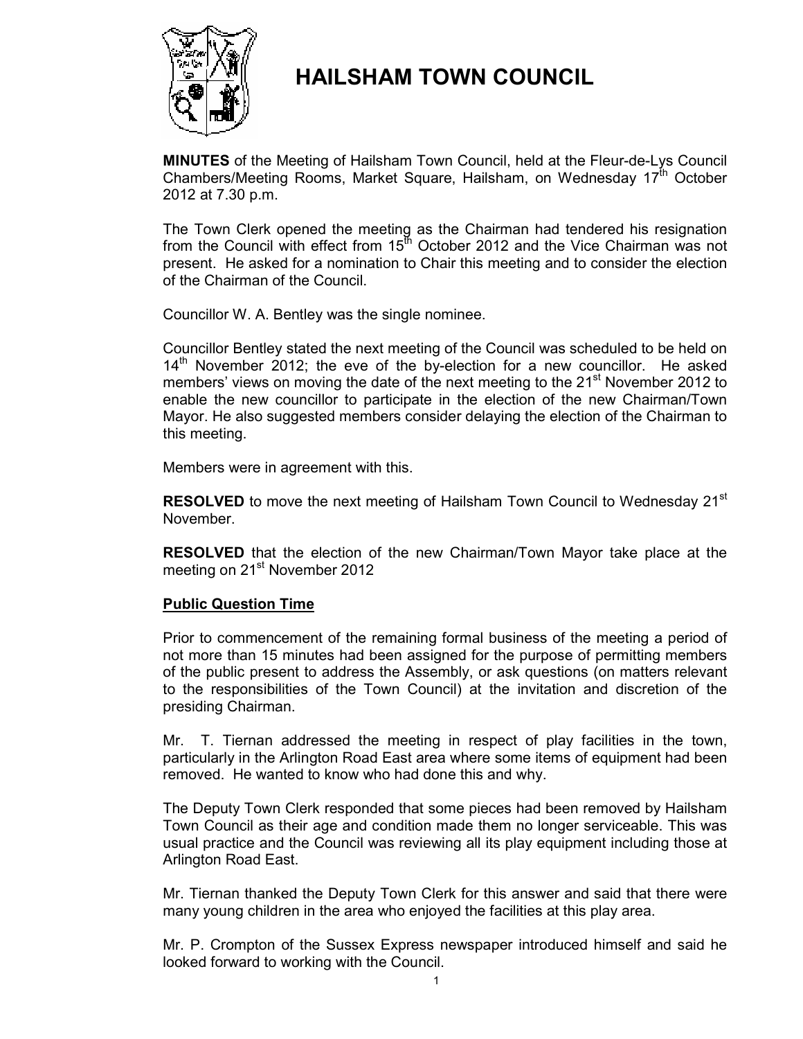# HAILSHAM TOWN COUNCIL

**MINUTES** of the Meeting of Hailsham Town Council, held at the Fleur-de-Lys Council Chambers/Meeting Rooms, Market Square, Hailsham, on Wednesday 17th October 2012 at 7.30 p.m.

The Town Clerk opened the meeting as the Chairman had tendered his resignation from the Council with effect from 15th October 2012 and the Vice Chairman was not present. He asked for a nomination to Chair this meeting and to consider the election of the Chairman of the Council.

Councillor W. A. Bentley was the single nominee.

Councillor Bentley stated the next meeting of the Council was scheduled to be held on 14th November 2012; the eve of the by-election for a new councillor. He asked members' views on moving the date of the next meeting to the 21st November 2012 to enable the new councillor to participate in the election of the new Chairman/Town Mayor. He also suggested members consider delaying the election of the Chairman to this meeting.

Members were in agreement with this.

**RESOLVED** to move the next meeting of Hailsham Town Council to Wednesday 21st November.

**RESOLVED** that the election of the new Chairman/Town Mayor take place at the meeting on 21st November 2012

## Public Question Time

Prior to commencement of the remaining formal business of the meeting a period of not more than 15 minutes had been assigned for the purpose of permitting members of the public present to address the Assembly, or ask questions (on matters relevant to the responsibilities of the Town Council) at the invitation and discretion of the presiding Chairman.

Mr. T. Tiernan addressed the meeting in respect of play facilities in the town, particularly in the Arlington Road East area where some items of equipment had been removed. He wanted to know who had done this and why.

The Deputy Town Clerk responded that some pieces had been removed by Hailsham Town Council as their age and condition made them no longer serviceable. This was usual practice and the Council was reviewing all its play equipment including those at Arlington Road East.

Mr. Tiernan thanked the Deputy Town Clerk for this answer and said that there were many young children in the area who enjoyed the facilities at this play area.

Mr. P. Crompton of the Sussex Express newspaper introduced himself and said he looked forward to working with the Council.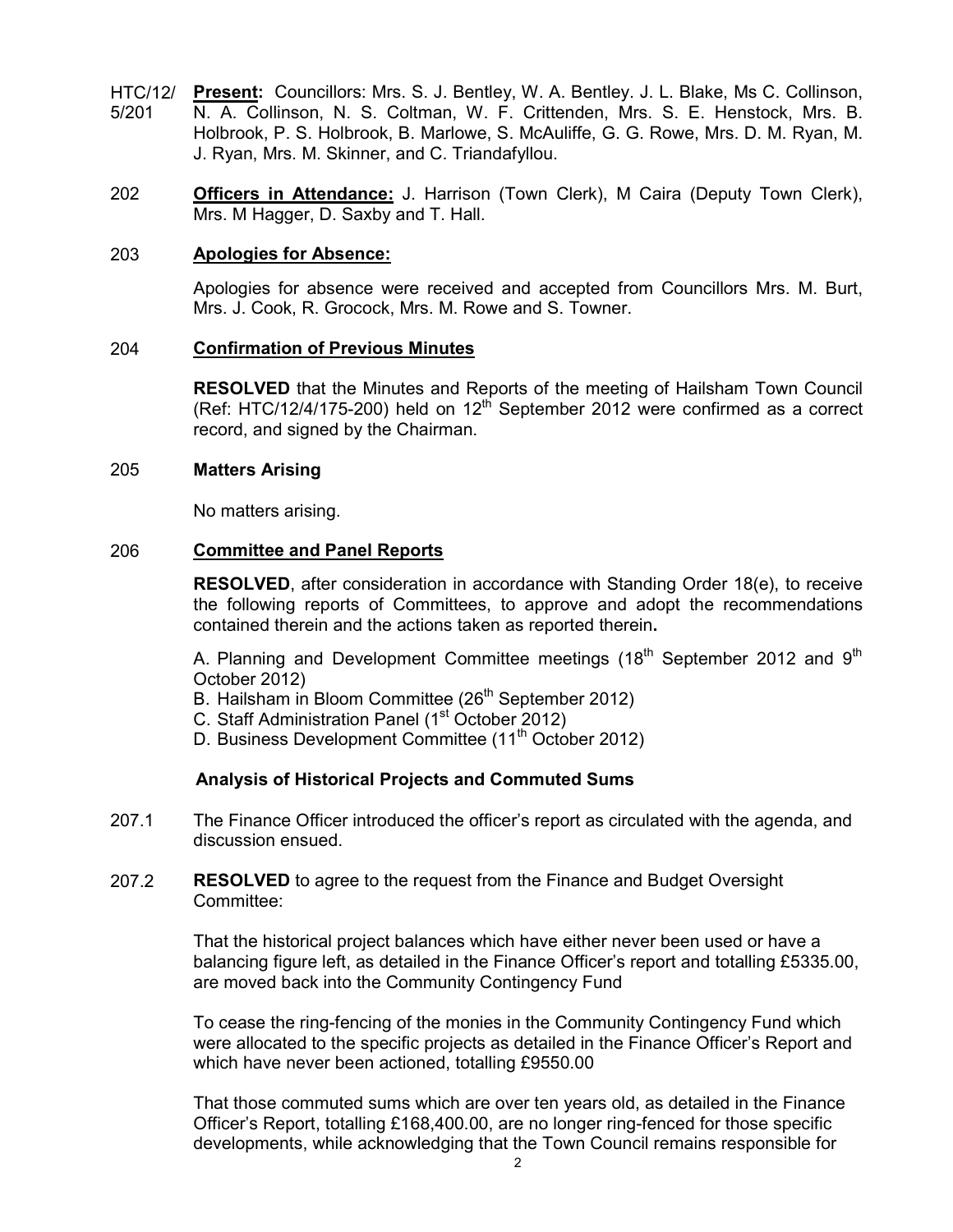HTC/12/5/201 **Present:** Councillors: Mrs. S. J. Bentley, W. A. Bentley. J. L. Blake, Ms C. Collinson, N. A. Collinson, N. S. Coltman, W. F. Crittenden, Mrs. S. E. Henstock, Mrs. B. Holbrook, P. S. Holbrook, B. Marlowe, S. McAuliffe, G. G. Rowe, Mrs. D. M. Ryan, M. J. Ryan, Mrs. M. Skinner, and C. Triandafyllou.

202 **Officers in Attendance:** J. Harrison (Town Clerk), M Caira (Deputy Town Clerk), Mrs. M Hagger, D. Saxby and T. Hall.

203 **Apologies for Absence:**

Apologies for absence were received and accepted from Councillors Mrs. M. Burt, Mrs. J. Cook, R. Grocock, Mrs. M. Rowe and S. Towner.

204 **Confirmation of Previous Minutes**

**RESOLVED** that the Minutes and Reports of the meeting of Hailsham Town Council (Ref: HTC/12/4/175-200) held on 12th September 2012 were confirmed as a correct record, and signed by the Chairman.

205 **Matters Arising**

No matters arising.

206 **Committee and Panel Reports**

**RESOLVED**, after consideration in accordance with Standing Order 18(e), to receive the following reports of Committees, to approve and adopt the recommendations contained therein and the actions taken as reported therein**.**

A. Planning and Development Committee meetings (18th September 2012 and 9th October 2012)
B. Hailsham in Bloom Committee (26th September 2012)
C. Staff Administration Panel (1st October 2012)
D. Business Development Committee (11th October 2012)

**Analysis of Historical Projects and Commuted Sums**

207.1 The Finance Officer introduced the officer's report as circulated with the agenda, and discussion ensued.

207.2 **RESOLVED** to agree to the request from the Finance and Budget Oversight Committee:

That the historical project balances which have either never been used or have a balancing figure left, as detailed in the Finance Officer's report and totalling £5335.00, are moved back into the Community Contingency Fund

To cease the ring-fencing of the monies in the Community Contingency Fund which were allocated to the specific projects as detailed in the Finance Officer's Report and which have never been actioned, totalling £9550.00

That those commuted sums which are over ten years old, as detailed in the Finance Officer's Report, totalling £168,400.00, are no longer ring-fenced for those specific developments, while acknowledging that the Town Council remains responsible for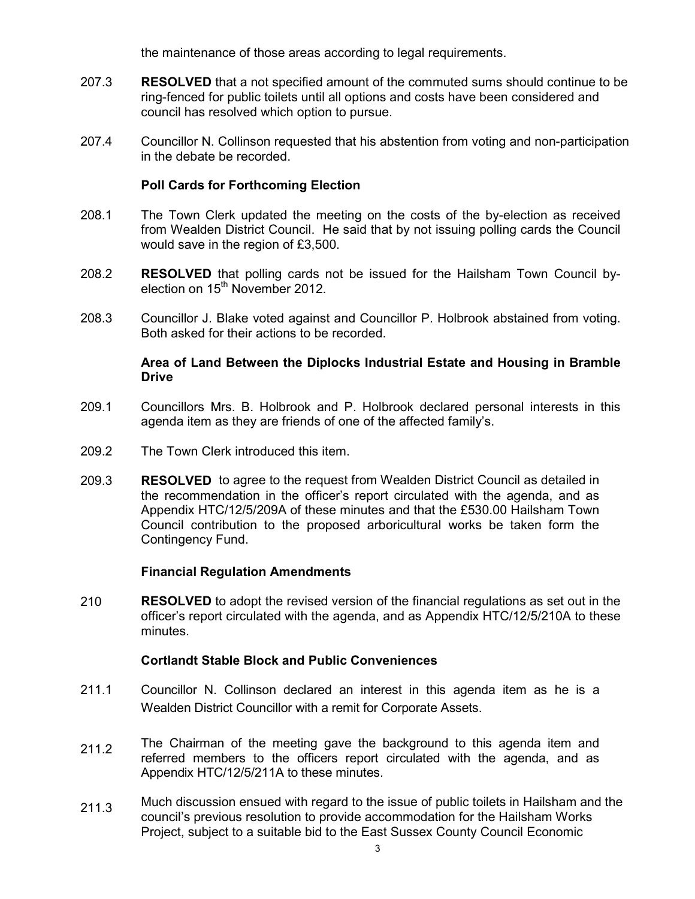the maintenance of those areas according to legal requirements.

207.3 **RESOLVED** that a not specified amount of the commuted sums should continue to be ring-fenced for public toilets until all options and costs have been considered and council has resolved which option to pursue.

207.4 Councillor N. Collinson requested that his abstention from voting and non-participation in the debate be recorded.

**Poll Cards for Forthcoming Election**

208.1 The Town Clerk updated the meeting on the costs of the by-election as received from Wealden District Council. He said that by not issuing polling cards the Council would save in the region of £3,500.

208.2 **RESOLVED** that polling cards not be issued for the Hailsham Town Council by-election on 15th November 2012.

208.3 Councillor J. Blake voted against and Councillor P. Holbrook abstained from voting. Both asked for their actions to be recorded.

**Area of Land Between the Diplocks Industrial Estate and Housing in Bramble Drive**

209.1 Councillors Mrs. B. Holbrook and P. Holbrook declared personal interests in this agenda item as they are friends of one of the affected family's.

209.2 The Town Clerk introduced this item.

209.3 **RESOLVED** to agree to the request from Wealden District Council as detailed in the recommendation in the officer's report circulated with the agenda, and as Appendix HTC/12/5/209A of these minutes and that the £530.00 Hailsham Town Council contribution to the proposed arboricultural works be taken form the Contingency Fund.

**Financial Regulation Amendments**

210 **RESOLVED** to adopt the revised version of the financial regulations as set out in the officer's report circulated with the agenda, and as Appendix HTC/12/5/210A to these minutes.

**Cortlandt Stable Block and Public Conveniences**

211.1 Councillor N. Collinson declared an interest in this agenda item as he is a Wealden District Councillor with a remit for Corporate Assets.

211.2 The Chairman of the meeting gave the background to this agenda item and referred members to the officers report circulated with the agenda, and as Appendix HTC/12/5/211A to these minutes.

211.3 Much discussion ensued with regard to the issue of public toilets in Hailsham and the council's previous resolution to provide accommodation for the Hailsham Works Project, subject to a suitable bid to the East Sussex County Council Economic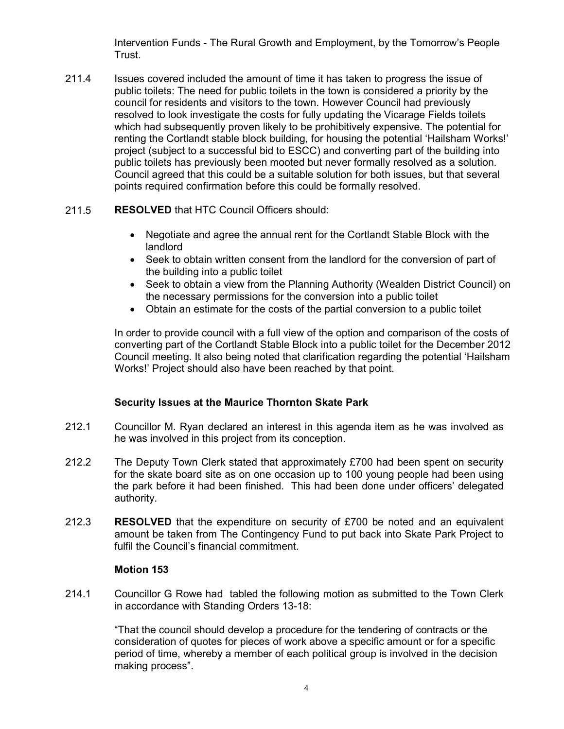Intervention Funds - The Rural Growth and Employment, by the Tomorrow's People Trust.

211.4 Issues covered included the amount of time it has taken to progress the issue of public toilets: The need for public toilets in the town is considered a priority by the council for residents and visitors to the town. However Council had previously resolved to look investigate the costs for fully updating the Vicarage Fields toilets which had subsequently proven likely to be prohibitively expensive. The potential for renting the Cortlandt stable block building, for housing the potential 'Hailsham Works!' project (subject to a successful bid to ESCC) and converting part of the building into public toilets has previously been mooted but never formally resolved as a solution. Council agreed that this could be a suitable solution for both issues, but that several points required confirmation before this could be formally resolved.

211.5 **RESOLVED** that HTC Council Officers should:

- Negotiate and agree the annual rent for the Cortlandt Stable Block with the landlord
- Seek to obtain written consent from the landlord for the conversion of part of the building into a public toilet
- Seek to obtain a view from the Planning Authority (Wealden District Council) on the necessary permissions for the conversion into a public toilet
- Obtain an estimate for the costs of the partial conversion to a public toilet

In order to provide council with a full view of the option and comparison of the costs of converting part of the Cortlandt Stable Block into a public toilet for the December 2012 Council meeting. It also being noted that clarification regarding the potential 'Hailsham Works!' Project should also have been reached by that point.

### Security Issues at the Maurice Thornton Skate Park

212.1 Councillor M. Ryan declared an interest in this agenda item as he was involved as he was involved in this project from its conception.

212.2 The Deputy Town Clerk stated that approximately £700 had been spent on security for the skate board site as on one occasion up to 100 young people had been using the park before it had been finished. This had been done under officers' delegated authority.

212.3 **RESOLVED** that the expenditure on security of £700 be noted and an equivalent amount be taken from The Contingency Fund to put back into Skate Park Project to fulfil the Council's financial commitment.

### Motion 153

214.1 Councillor G Rowe had tabled the following motion as submitted to the Town Clerk in accordance with Standing Orders 13-18:

"That the council should develop a procedure for the tendering of contracts or the consideration of quotes for pieces of work above a specific amount or for a specific period of time, whereby a member of each political group is involved in the decision making process".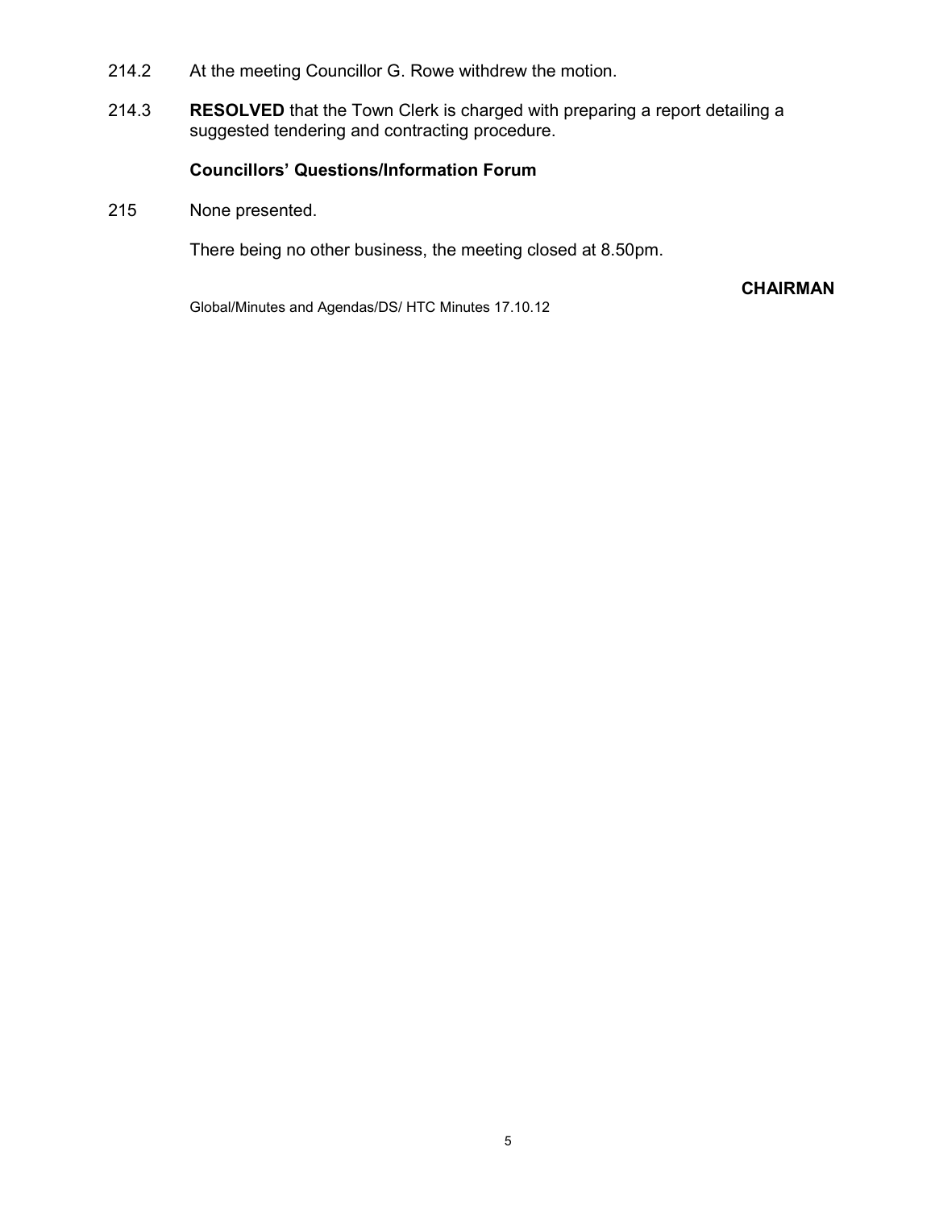214.2 At the meeting Councillor G. Rowe withdrew the motion.

214.3 **RESOLVED** that the Town Clerk is charged with preparing a report detailing a suggested tendering and contracting procedure.

**Councillors' Questions/Information Forum**

215 None presented.

There being no other business, the meeting closed at 8.50pm.

**CHAIRMAN**

Global/Minutes and Agendas/DS/ HTC Minutes 17.10.12